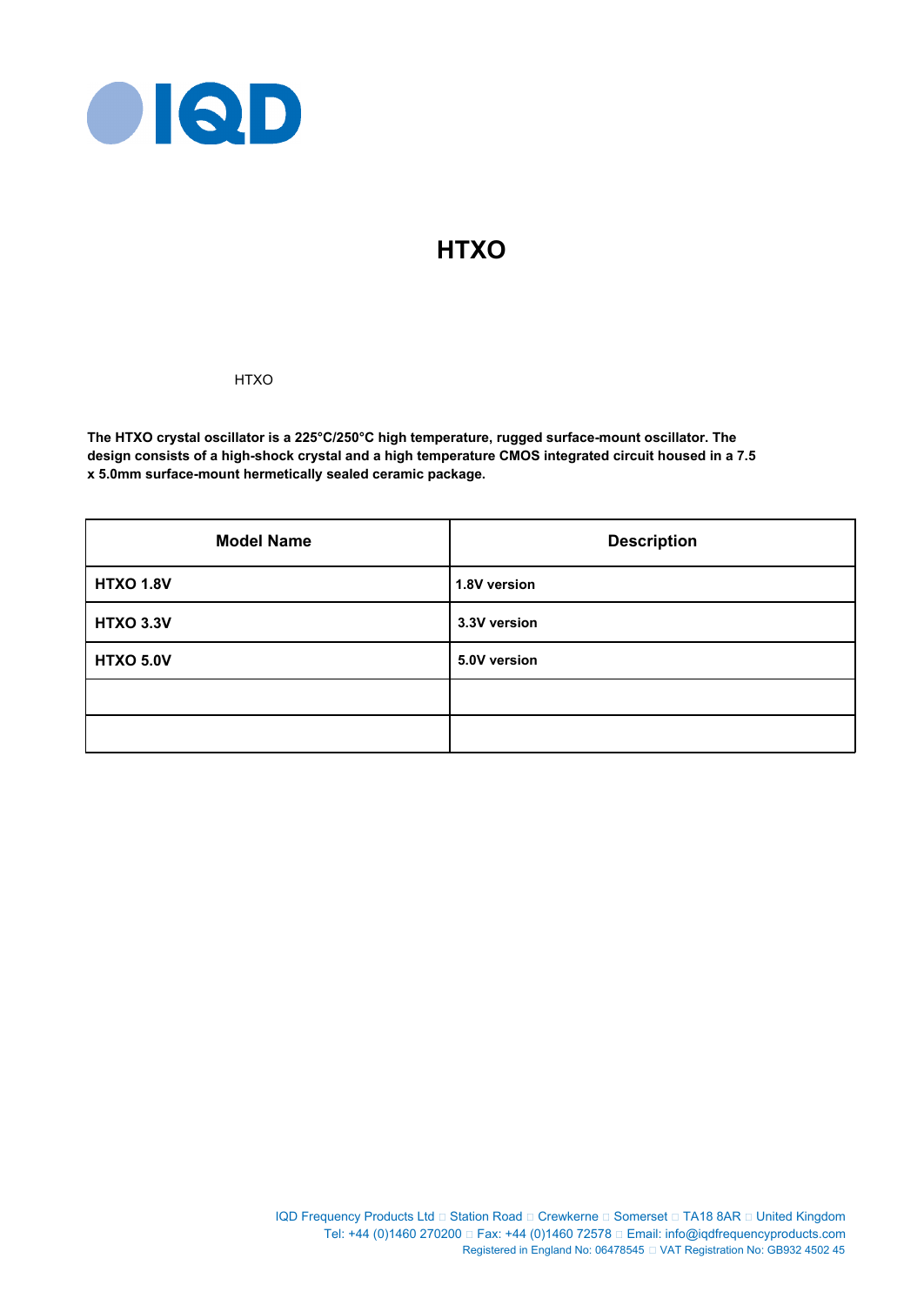# HTXO

HTXO

**The HTXO crystal oscillator is a 225°C/250°C high temperature, rugged surface-mount oscillator. The design consists of a high-shock crystal and a high temperature CMOS integrated circuit housed in a 7.5 x 5.0mm surface-mount hermetically sealed ceramic package.**

| Model Name | Description |
|---|---|
| **HTXO 1.8V** | **1.8V version** |
| **HTXO 3.3V** | **3.3V version** |
| **HTXO 5.0V** | **5.0V version** |
| | |
| | |

IQD Frequency Products Ltd □ Station Road □ Crewkerne □ Somerset □ TA18 8AR □ United Kingdom
Tel: +44 (0)1460 270200 □ Fax: +44 (0)1460 72578 □ Email: info@iqdfrequencyproducts.com
Registered in England No: 06478545 □ VAT Registration No: GB932 4502 45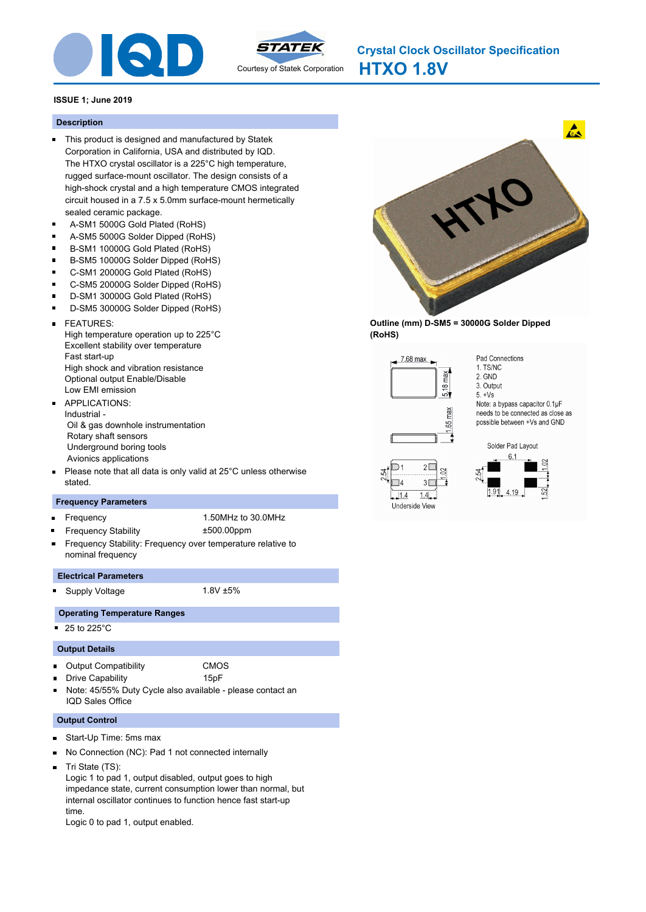# Crystal Clock Oscillator Specification

# HTXO 1.8V

Courtesy of Statek Corporation

**ISSUE 1; June 2019**

## Description

- This product is designed and manufactured by Statek Corporation in California, USA and distributed by IQD. The HTXO crystal oscillator is a 225°C high temperature, rugged surface-mount oscillator. The design consists of a high-shock crystal and a high temperature CMOS integrated circuit housed in a 7.5 x 5.0mm surface-mount hermetically sealed ceramic package.
- A-SM1 5000G Gold Plated (RoHS)
- A-SM5 5000G Solder Dipped (RoHS)
- B-SM1 10000G Gold Plated (RoHS)
- B-SM5 10000G Solder Dipped (RoHS)
- C-SM1 20000G Gold Plated (RoHS)
- C-SM5 20000G Solder Dipped (RoHS)
- D-SM1 30000G Gold Plated (RoHS)
- D-SM5 30000G Solder Dipped (RoHS)
- FEATURES:
  High temperature operation up to 225°C
  Excellent stability over temperature
  Fast start-up
  High shock and vibration resistance
  Optional output Enable/Disable
  Low EMI emission
- APPLICATIONS:
  Industrial -
  Oil & gas downhole instrumentation
  Rotary shaft sensors
  Underground boring tools
  Avionics applications
- Please note that all data is only valid at 25°C unless otherwise stated.

## Frequency Parameters

- Frequency: 1.50MHz to 30.0MHz
- Frequency Stability: ±500.00ppm
- Frequency Stability: Frequency over temperature relative to nominal frequency

## Electrical Parameters

- Supply Voltage: 1.8V ±5%

## Operating Temperature Ranges

- 25 to 225°C

## Output Details

- Output Compatibility: CMOS
- Drive Capability: 15pF
- Note: 45/55% Duty Cycle also available - please contact an IQD Sales Office

## Output Control

- Start-Up Time: 5ms max
- No Connection (NC): Pad 1 not connected internally
- Tri State (TS):
  Logic 1 to pad 1, output disabled, output goes to high impedance state, current consumption lower than normal, but internal oscillator continues to function hence fast start-up time.
  Logic 0 to pad 1, output enabled.

**Outline (mm) D-SM5 = 30000G Solder Dipped (RoHS)**

7.68 max; 5.18 max; 1.65 max

Pad Connections
1. TS/NC
2. GND
3. Output
5. +Vs

Note: a bypass capacitor 0.1µF needs to be connected as close as possible between +Vs and GND

Underside View: 2.54; 1.02; 1.4; 1.4

Solder Pad Layout: 6.1; 2.54; 1.02; 1.91; 4.19; 1.52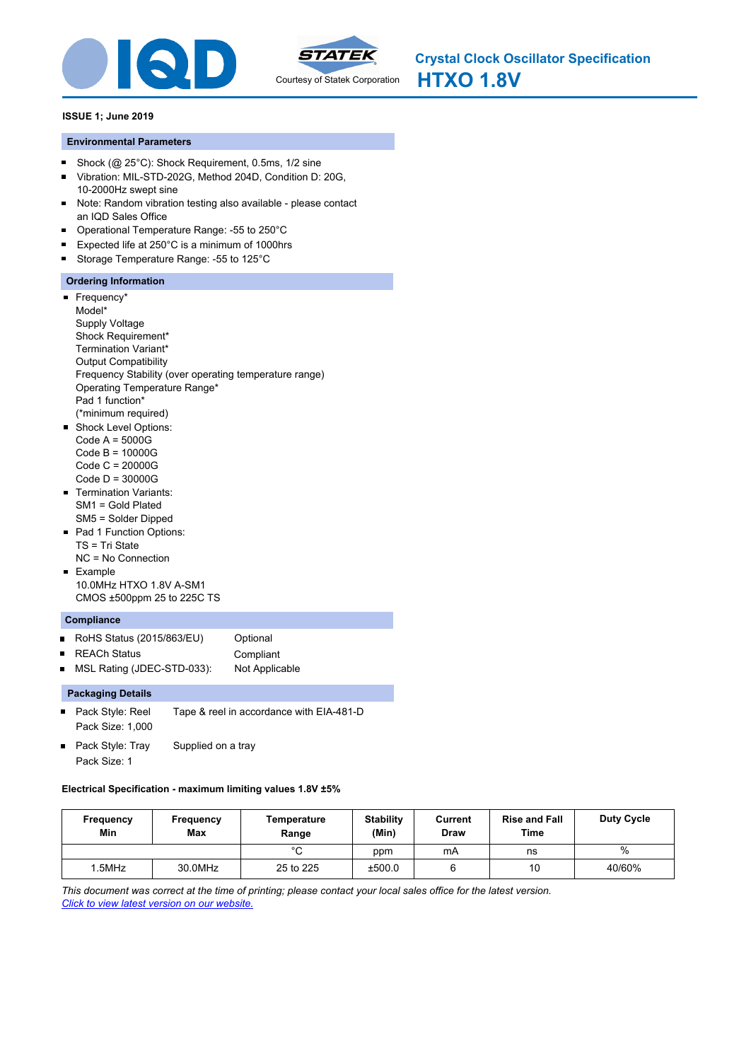# Crystal Clock Oscillator Specification

# HTXO 1.8V

Courtesy of Statek Corporation

**ISSUE 1; June 2019**

## Environmental Parameters

- Shock (@ 25°C): Shock Requirement, 0.5ms, 1/2 sine
- Vibration: MIL-STD-202G, Method 204D, Condition D: 20G, 10-2000Hz swept sine
- Note: Random vibration testing also available - please contact an IQD Sales Office
- Operational Temperature Range: -55 to 250°C
- Expected life at 250°C is a minimum of 1000hrs
- Storage Temperature Range: -55 to 125°C

## Ordering Information

- Frequency*
  Model*
  Supply Voltage
  Shock Requirement*
  Termination Variant*
  Output Compatibility
  Frequency Stability (over operating temperature range)
  Operating Temperature Range*
  Pad 1 function*
  (*minimum required)
- Shock Level Options:
  Code A = 5000G
  Code B = 10000G
  Code C = 20000G
  Code D = 30000G
- Termination Variants:
  SM1 = Gold Plated
  SM5 = Solder Dipped
- Pad 1 Function Options:
  TS = Tri State
  NC = No Connection
- Example
  10.0MHz HTXO 1.8V A-SM1
  CMOS ±500ppm 25 to 225C TS

## Compliance

- RoHS Status (2015/863/EU): Optional
- REACh Status: Compliant
- MSL Rating (JDEC-STD-033): Not Applicable

## Packaging Details

- Pack Style: Reel — Tape & reel in accordance with EIA-481-D
  Pack Size: 1,000
- Pack Style: Tray — Supplied on a tray
  Pack Size: 1

**Electrical Specification - maximum limiting values 1.8V ±5%**

| Frequency Min | Frequency Max | Temperature Range | Stability (Min) | Current Draw | Rise and Fall Time | Duty Cycle |
|---|---|---|---|---|---|---|
| | | °C | ppm | mA | ns | % |
| 1.5MHz | 30.0MHz | 25 to 225 | ±500.0 | 6 | 10 | 40/60% |

*This document was correct at the time of printing; please contact your local sales office for the latest version.*
*Click to view latest version on our website.*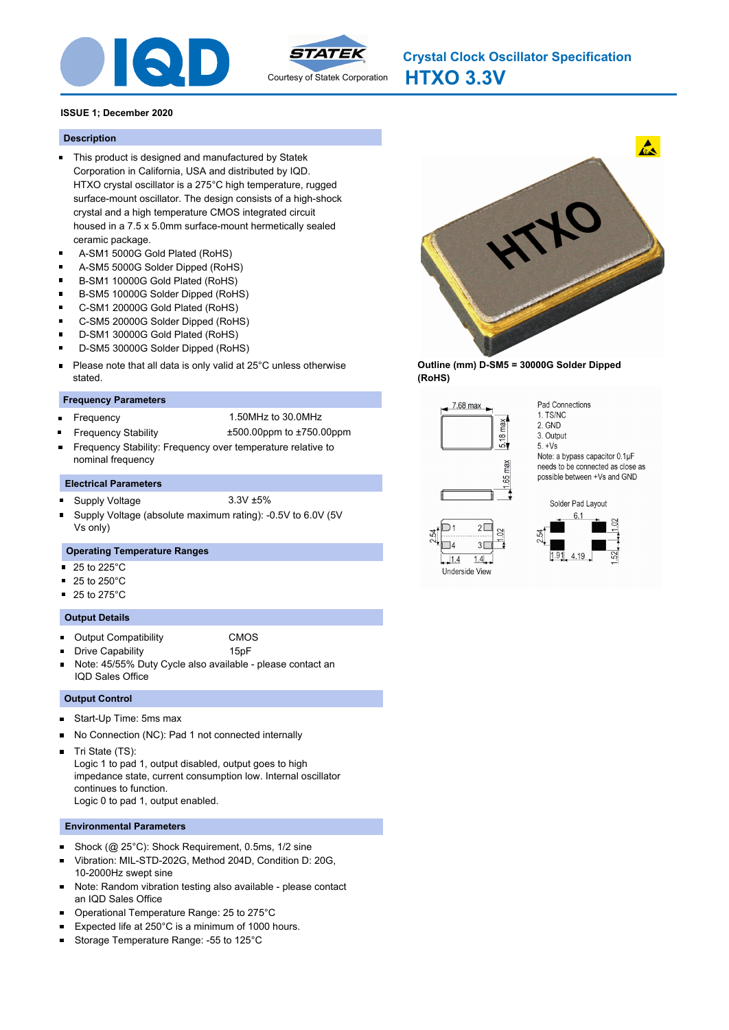# Crystal Clock Oscillator Specification

## HTXO 3.3V

**ISSUE 1; December 2020**

### Description

- This product is designed and manufactured by Statek Corporation in California, USA and distributed by IQD. HTXO crystal oscillator is a 275°C high temperature, rugged surface-mount oscillator. The design consists of a high-shock crystal and a high temperature CMOS integrated circuit housed in a 7.5 x 5.0mm surface-mount hermetically sealed ceramic package.
- A-SM1 5000G Gold Plated (RoHS)
- A-SM5 5000G Solder Dipped (RoHS)
- B-SM1 10000G Gold Plated (RoHS)
- B-SM5 10000G Solder Dipped (RoHS)
- C-SM1 20000G Gold Plated (RoHS)
- C-SM5 20000G Solder Dipped (RoHS)
- D-SM1 30000G Gold Plated (RoHS)
- D-SM5 30000G Solder Dipped (RoHS)
- Please note that all data is only valid at 25°C unless otherwise stated.

### Frequency Parameters

- Frequency: 1.50MHz to 30.0MHz
- Frequency Stability: ±500.00ppm to ±750.00ppm
- Frequency Stability: Frequency over temperature relative to nominal frequency

### Electrical Parameters

- Supply Voltage: 3.3V ±5%
- Supply Voltage (absolute maximum rating): -0.5V to 6.0V (5V Vs only)

### Operating Temperature Ranges

- 25 to 225°C
- 25 to 250°C
- 25 to 275°C

### Output Details

- Output Compatibility: CMOS
- Drive Capability: 15pF
- Note: 45/55% Duty Cycle also available - please contact an IQD Sales Office

### Output Control

- Start-Up Time: 5ms max
- No Connection (NC): Pad 1 not connected internally
- Tri State (TS):
  Logic 1 to pad 1, output disabled, output goes to high impedance state, current consumption low. Internal oscillator continues to function.
  Logic 0 to pad 1, output enabled.

### Environmental Parameters

- Shock (@ 25°C): Shock Requirement, 0.5ms, 1/2 sine
- Vibration: MIL-STD-202G, Method 204D, Condition D: 20G, 10-2000Hz swept sine
- Note: Random vibration testing also available - please contact an IQD Sales Office
- Operational Temperature Range: 25 to 275°C
- Expected life at 250°C is a minimum of 1000 hours.
- Storage Temperature Range: -55 to 125°C

**Outline (mm) D-SM5 = 30000G Solder Dipped (RoHS)**

7.68 max; 5.18 max; 1.65 max

Pad Connections
1. TS/NC
2. GND
3. Output
5. +Vs

Note: a bypass capacitor 0.1µF needs to be connected as close as possible between +Vs and GND

Underside View: 2.54; 1.02; 1.4; 1.4

Solder Pad Layout: 6.1; 2.54; 1.02; 1.91; 4.19; 1.52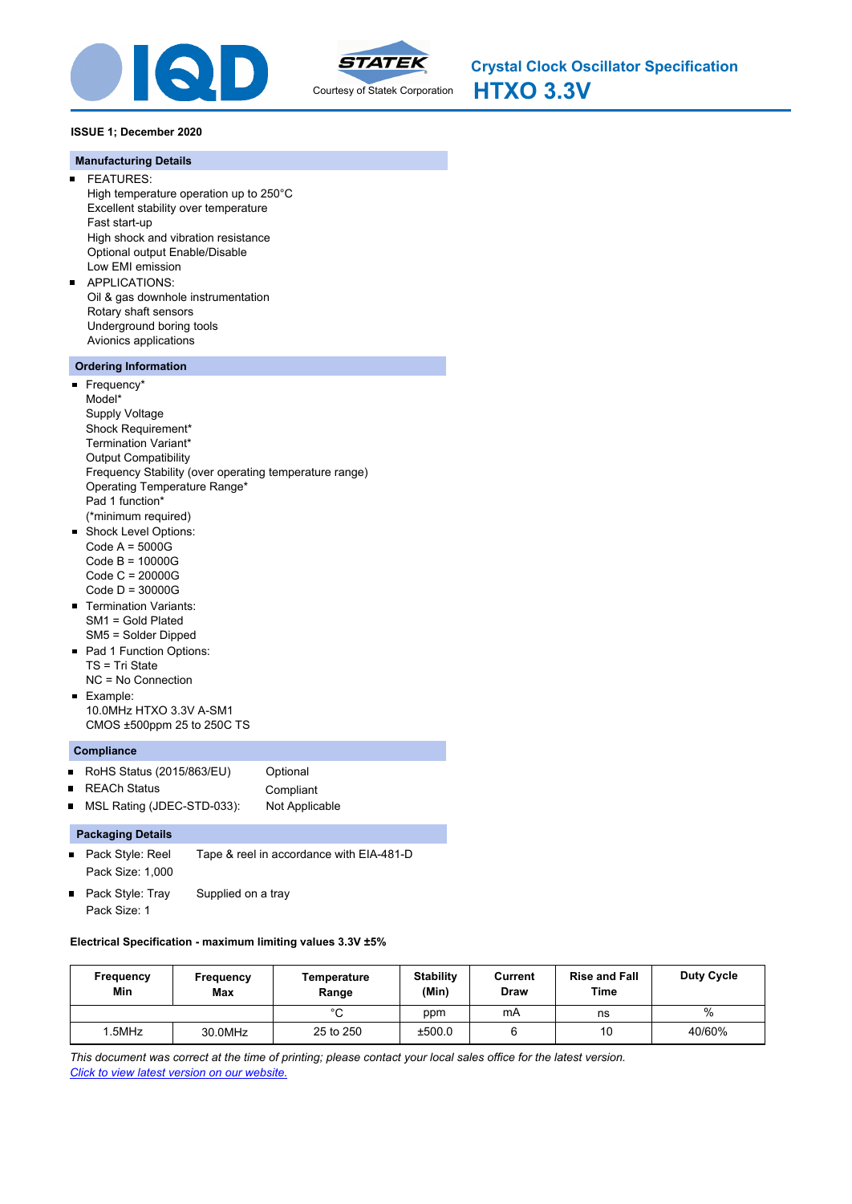IQD

STATEK
Courtesy of Statek Corporation

# Crystal Clock Oscillator Specification
# HTXO 3.3V

**ISSUE 1; December 2020**

## Manufacturing Details

- FEATURES:
  High temperature operation up to 250°C
  Excellent stability over temperature
  Fast start-up
  High shock and vibration resistance
  Optional output Enable/Disable
  Low EMI emission
- APPLICATIONS:
  Oil & gas downhole instrumentation
  Rotary shaft sensors
  Underground boring tools
  Avionics applications

## Ordering Information

- Frequency*
  Model*
  Supply Voltage
  Shock Requirement*
  Termination Variant*
  Output Compatibility
  Frequency Stability (over operating temperature range)
  Operating Temperature Range*
  Pad 1 function*
  (*minimum required)
- Shock Level Options:
  Code A = 5000G
  Code B = 10000G
  Code C = 20000G
  Code D = 30000G
- Termination Variants:
  SM1 = Gold Plated
  SM5 = Solder Dipped
- Pad 1 Function Options:
  TS = Tri State
  NC = No Connection
- Example:
  10.0MHz HTXO 3.3V A-SM1
  CMOS ±500ppm 25 to 250C TS

## Compliance

- RoHS Status (2015/863/EU) Optional
- REACh Status Compliant
- MSL Rating (JDEC-STD-033): Not Applicable

## Packaging Details

- Pack Style: Reel Tape & reel in accordance with EIA-481-D
  Pack Size: 1,000
- Pack Style: Tray Supplied on a tray
  Pack Size: 1

**Electrical Specification - maximum limiting values 3.3V ±5%**

| Frequency Min | Frequency Max | Temperature Range | Stability (Min) | Current Draw | Rise and Fall Time | Duty Cycle |
|---|---|---|---|---|---|---|
| | | °C | ppm | mA | ns | % |
| 1.5MHz | 30.0MHz | 25 to 250 | ±500.0 | 6 | 10 | 40/60% |

*This document was correct at the time of printing; please contact your local sales office for the latest version.*
*Click to view latest version on our website.*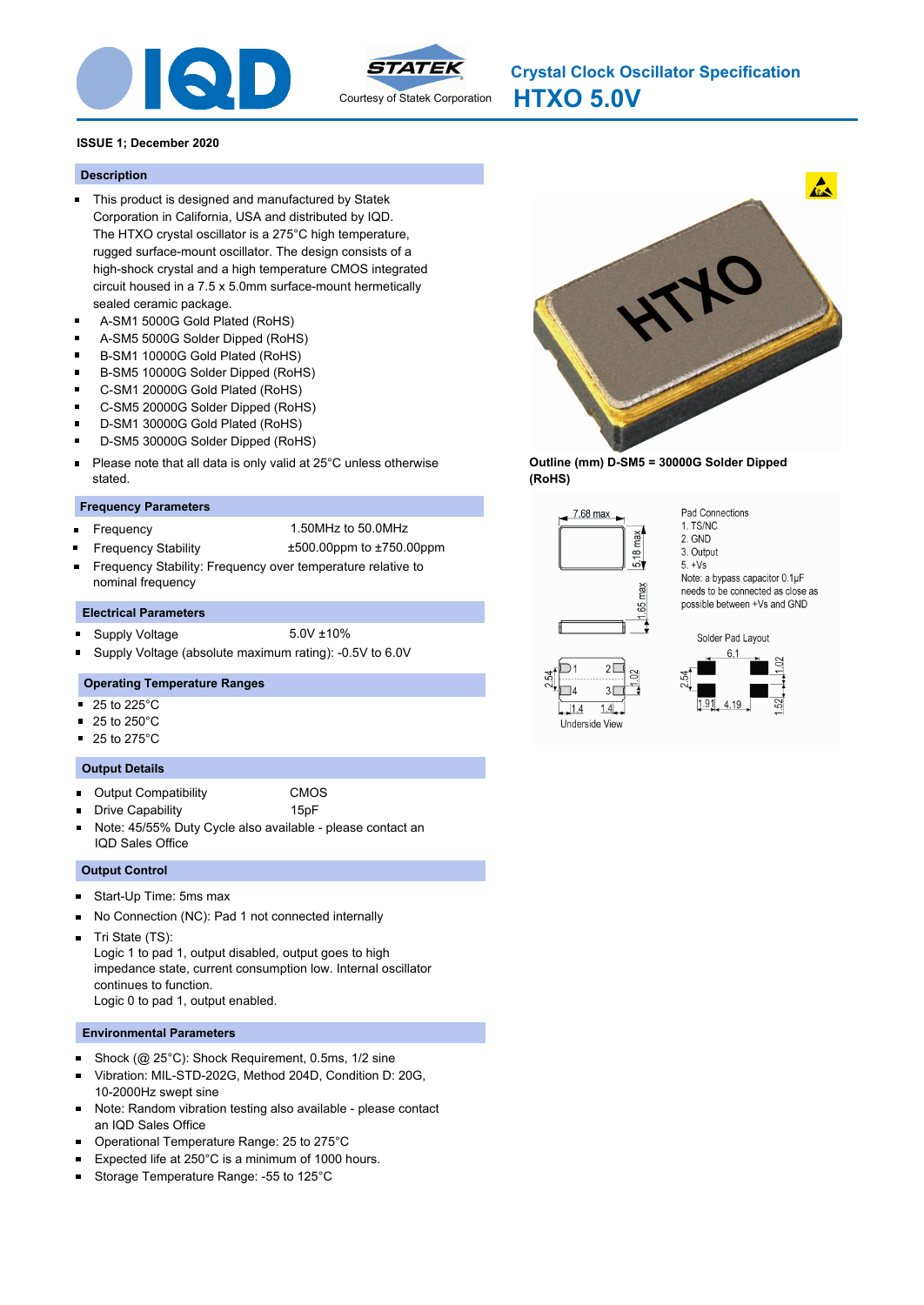# Crystal Clock Oscillator Specification

# HTXO 5.0V

Courtesy of Statek Corporation

**ISSUE 1; December 2020**

## Description

- This product is designed and manufactured by Statek Corporation in California, USA and distributed by IQD. The HTXO crystal oscillator is a 275°C high temperature, rugged surface-mount oscillator. The design consists of a high-shock crystal and a high temperature CMOS integrated circuit housed in a 7.5 x 5.0mm surface-mount hermetically sealed ceramic package.
- A-SM1 5000G Gold Plated (RoHS)
- A-SM5 5000G Solder Dipped (RoHS)
- B-SM1 10000G Gold Plated (RoHS)
- B-SM5 10000G Solder Dipped (RoHS)
- C-SM1 20000G Gold Plated (RoHS)
- C-SM5 20000G Solder Dipped (RoHS)
- D-SM1 30000G Gold Plated (RoHS)
- D-SM5 30000G Solder Dipped (RoHS)
- Please note that all data is only valid at 25°C unless otherwise stated.

## Frequency Parameters

- Frequency: 1.50MHz to 50.0MHz
- Frequency Stability: ±500.00ppm to ±750.00ppm
- Frequency Stability: Frequency over temperature relative to nominal frequency

## Electrical Parameters

- Supply Voltage: 5.0V ±10%
- Supply Voltage (absolute maximum rating): -0.5V to 6.0V

## Operating Temperature Ranges

- 25 to 225°C
- 25 to 250°C
- 25 to 275°C

## Output Details

- Output Compatibility: CMOS
- Drive Capability: 15pF
- Note: 45/55% Duty Cycle also available - please contact an IQD Sales Office

## Output Control

- Start-Up Time: 5ms max
- No Connection (NC): Pad 1 not connected internally
- Tri State (TS):
  Logic 1 to pad 1, output disabled, output goes to high impedance state, current consumption low. Internal oscillator continues to function.
  Logic 0 to pad 1, output enabled.

## Environmental Parameters

- Shock (@ 25°C): Shock Requirement, 0.5ms, 1/2 sine
- Vibration: MIL-STD-202G, Method 204D, Condition D: 20G, 10-2000Hz swept sine
- Note: Random vibration testing also available - please contact an IQD Sales Office
- Operational Temperature Range: 25 to 275°C
- Expected life at 250°C is a minimum of 1000 hours.
- Storage Temperature Range: -55 to 125°C

**Outline (mm) D-SM5 = 30000G Solder Dipped (RoHS)**

7.68 max; 5.18 max; 1.65 max

Pad Connections
1. TS/NC
2. GND
3. Output
5. +Vs

Note: a bypass capacitor 0.1µF needs to be connected as close as possible between +Vs and GND

Underside View: 2.54; 1.02; 1.4; 1.4

Solder Pad Layout: 6.1; 2.54; 1.02; 1.91; 4.19; 1.52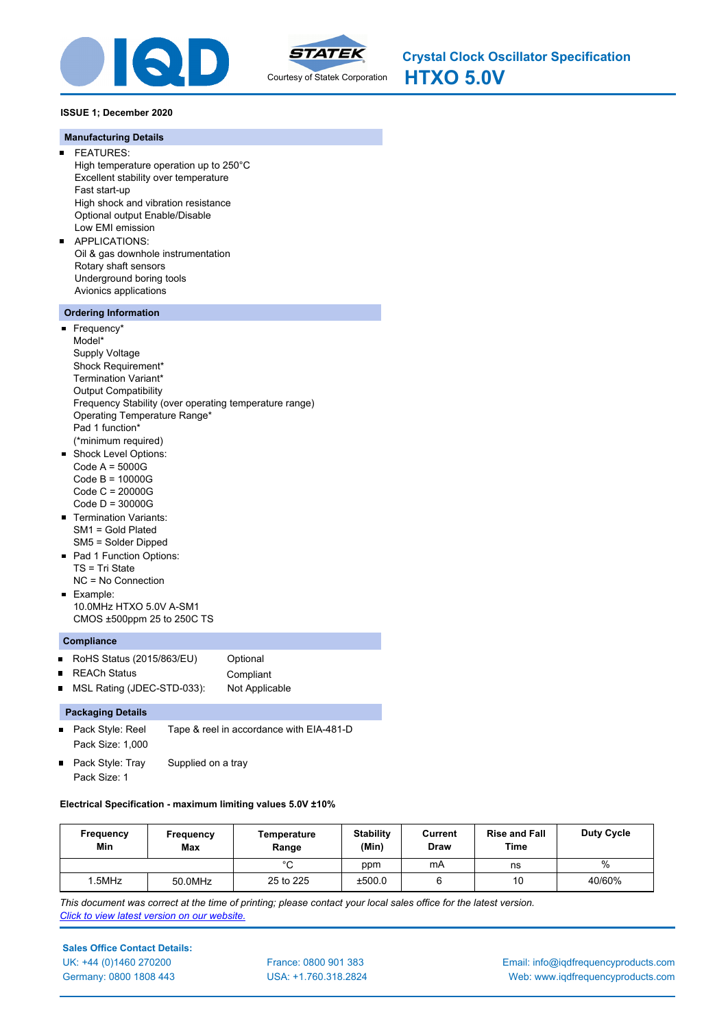# Crystal Clock Oscillator Specification

# HTXO 5.0V

Courtesy of Statek Corporation

**ISSUE 1; December 2020**

## Manufacturing Details

- FEATURES:
  High temperature operation up to 250°C
  Excellent stability over temperature
  Fast start-up
  High shock and vibration resistance
  Optional output Enable/Disable
  Low EMI emission
- APPLICATIONS:
  Oil & gas downhole instrumentation
  Rotary shaft sensors
  Underground boring tools
  Avionics applications

## Ordering Information

- Frequency*
  Model*
  Supply Voltage
  Shock Requirement*
  Termination Variant*
  Output Compatibility
  Frequency Stability (over operating temperature range)
  Operating Temperature Range*
  Pad 1 function*
  (*minimum required)
- Shock Level Options:
  Code A = 5000G
  Code B = 10000G
  Code C = 20000G
  Code D = 30000G
- Termination Variants:
  SM1 = Gold Plated
  SM5 = Solder Dipped
- Pad 1 Function Options:
  TS = Tri State
  NC = No Connection
- Example:
  10.0MHz HTXO 5.0V A-SM1
  CMOS ±500ppm 25 to 250C TS

## Compliance

- RoHS Status (2015/863/EU): Optional
- REACh Status: Compliant
- MSL Rating (JDEC-STD-033): Not Applicable

## Packaging Details

- Pack Style: Reel — Tape & reel in accordance with EIA-481-D
  Pack Size: 1,000
- Pack Style: Tray — Supplied on a tray
  Pack Size: 1

**Electrical Specification - maximum limiting values 5.0V ±10%**

| Frequency Min | Frequency Max | Temperature Range | Stability (Min) | Current Draw | Rise and Fall Time | Duty Cycle |
|---|---|---|---|---|---|---|
| | | °C | ppm | mA | ns | % |
| 1.5MHz | 50.0MHz | 25 to 225 | ±500.0 | 6 | 10 | 40/60% |

*This document was correct at the time of printing; please contact your local sales office for the latest version.*
*Click to view latest version on our website.*

**Sales Office Contact Details:**

UK: +44 (0)1460 270200
Germany: 0800 1808 443
France: 0800 901 383
USA: +1.760.318.2824
Email: info@iqdfrequencyproducts.com
Web: www.iqdfrequencyproducts.com